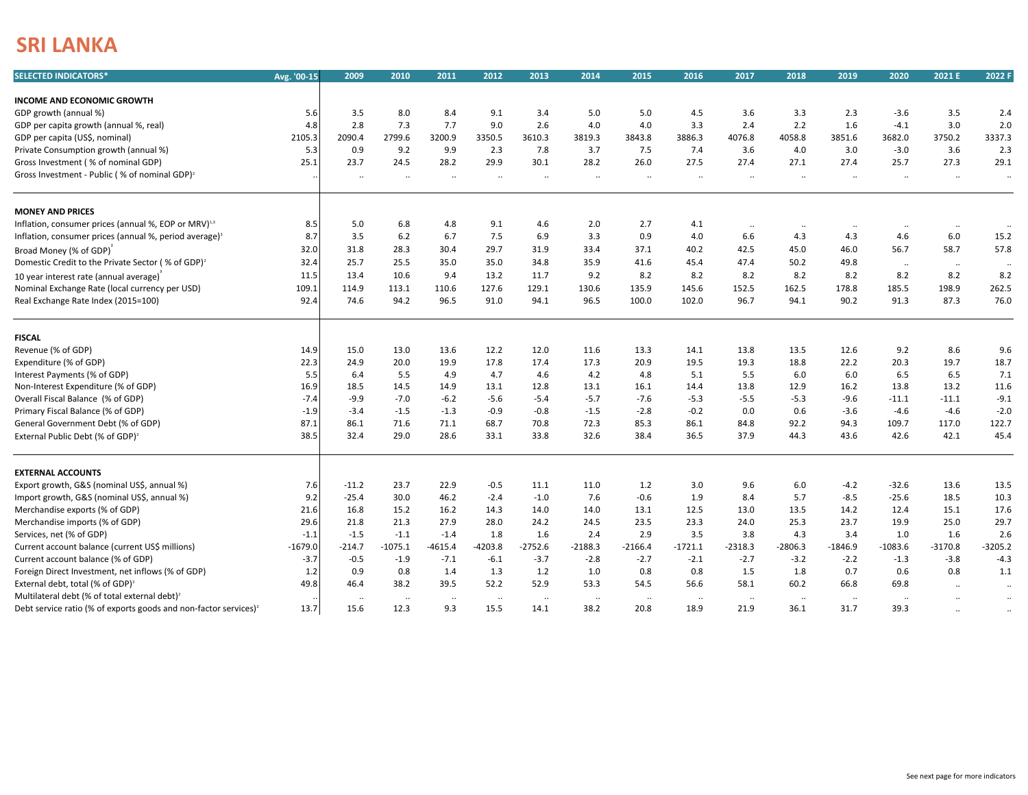# SRI LANKA

| SELECTED INDICATORS* | Avg. '00-15 | 2009 | 2010 | 2011 | 2012 | 2013 | 2014 | 2015 | 2016 | 2017 | 2018 | 2019 | 2020 | 2021 E | 2022 F |
|---|---|---|---|---|---|---|---|---|---|---|---|---|---|---|---|
| **INCOME AND ECONOMIC GROWTH** | | | | | | | | | | | | | | | |
| GDP growth (annual %) | 5.6 | 3.5 | 8.0 | 8.4 | 9.1 | 3.4 | 5.0 | 5.0 | 4.5 | 3.6 | 3.3 | 2.3 | -3.6 | 3.5 | 2.4 |
| GDP per capita growth (annual %, real) | 4.8 | 2.8 | 7.3 | 7.7 | 9.0 | 2.6 | 4.0 | 4.0 | 3.3 | 2.4 | 2.2 | 1.6 | -4.1 | 3.0 | 2.0 |
| GDP per capita (US$, nominal) | 2105.3 | 2090.4 | 2799.6 | 3200.9 | 3350.5 | 3610.3 | 3819.3 | 3843.8 | 3886.3 | 4076.8 | 4058.8 | 3851.6 | 3682.0 | 3750.2 | 3337.3 |
| Private Consumption growth (annual %) | 5.3 | 0.9 | 9.2 | 9.9 | 2.3 | 7.8 | 3.7 | 7.5 | 7.4 | 3.6 | 4.0 | 3.0 | -3.0 | 3.6 | 2.3 |
| Gross Investment ( % of nominal GDP) | 25.1 | 23.7 | 24.5 | 28.2 | 29.9 | 30.1 | 28.2 | 26.0 | 27.5 | 27.4 | 27.1 | 27.4 | 25.7 | 27.3 | 29.1 |
| Gross Investment - Public ( % of nominal GDP)[2] | .. | .. | .. | .. | .. | .. | .. | .. | .. | .. | .. | .. | .. | .. | .. |
| **MONEY AND PRICES** | | | | | | | | | | | | | | | |
| Inflation, consumer prices (annual %, EOP or MRV)[1,3] | 8.5 | 5.0 | 6.8 | 4.8 | 9.1 | 4.6 | 2.0 | 2.7 | 4.1 | .. | .. | .. | .. | .. | .. |
| Inflation, consumer prices (annual %, period average)[3] | 8.7 | 3.5 | 6.2 | 6.7 | 7.5 | 6.9 | 3.3 | 0.9 | 4.0 | 6.6 | 4.3 | 4.3 | 4.6 | 6.0 | 15.2 |
| Broad Money (% of GDP)[2] | 32.0 | 31.8 | 28.3 | 30.4 | 29.7 | 31.9 | 33.4 | 37.1 | 40.2 | 42.5 | 45.0 | 46.0 | 56.7 | 58.7 | 57.8 |
| Domestic Credit to the Private Sector ( % of GDP)[2] | 32.4 | 25.7 | 25.5 | 35.0 | 35.0 | 34.8 | 35.9 | 41.6 | 45.4 | 47.4 | 50.2 | 49.8 | .. | .. | .. |
| 10 year interest rate (annual average)[3] | 11.5 | 13.4 | 10.6 | 9.4 | 13.2 | 11.7 | 9.2 | 8.2 | 8.2 | 8.2 | 8.2 | 8.2 | 8.2 | 8.2 | 8.2 |
| Nominal Exchange Rate (local currency per USD) | 109.1 | 114.9 | 113.1 | 110.6 | 127.6 | 129.1 | 130.6 | 135.9 | 145.6 | 152.5 | 162.5 | 178.8 | 185.5 | 198.9 | 262.5 |
| Real Exchange Rate Index (2015=100) | 92.4 | 74.6 | 94.2 | 96.5 | 91.0 | 94.1 | 96.5 | 100.0 | 102.0 | 96.7 | 94.1 | 90.2 | 91.3 | 87.3 | 76.0 |
| **FISCAL** | | | | | | | | | | | | | | | |
| Revenue (% of GDP) | 14.9 | 15.0 | 13.0 | 13.6 | 12.2 | 12.0 | 11.6 | 13.3 | 14.1 | 13.8 | 13.5 | 12.6 | 9.2 | 8.6 | 9.6 |
| Expenditure (% of GDP) | 22.3 | 24.9 | 20.0 | 19.9 | 17.8 | 17.4 | 17.3 | 20.9 | 19.5 | 19.3 | 18.8 | 22.2 | 20.3 | 19.7 | 18.7 |
| Interest Payments (% of GDP) | 5.5 | 6.4 | 5.5 | 4.9 | 4.7 | 4.6 | 4.2 | 4.8 | 5.1 | 5.5 | 6.0 | 6.0 | 6.5 | 6.5 | 7.1 |
| Non-Interest Expenditure (% of GDP) | 16.9 | 18.5 | 14.5 | 14.9 | 13.1 | 12.8 | 13.1 | 16.1 | 14.4 | 13.8 | 12.9 | 16.2 | 13.8 | 13.2 | 11.6 |
| Overall Fiscal Balance (% of GDP) | -7.4 | -9.9 | -7.0 | -6.2 | -5.6 | -5.4 | -5.7 | -7.6 | -5.3 | -5.5 | -5.3 | -9.6 | -11.1 | -11.1 | -9.1 |
| Primary Fiscal Balance (% of GDP) | -1.9 | -3.4 | -1.5 | -1.3 | -0.9 | -0.8 | -1.5 | -2.8 | -0.2 | 0.0 | 0.6 | -3.6 | -4.6 | -4.6 | -2.0 |
| General Government Debt (% of GDP) | 87.1 | 86.1 | 71.6 | 71.1 | 68.7 | 70.8 | 72.3 | 85.3 | 86.1 | 84.8 | 92.2 | 94.3 | 109.7 | 117.0 | 122.7 |
| External Public Debt (% of GDP)[2] | 38.5 | 32.4 | 29.0 | 28.6 | 33.1 | 33.8 | 32.6 | 38.4 | 36.5 | 37.9 | 44.3 | 43.6 | 42.6 | 42.1 | 45.4 |
| **EXTERNAL ACCOUNTS** | | | | | | | | | | | | | | | |
| Export growth, G&S (nominal US$, annual %) | 7.6 | -11.2 | 23.7 | 22.9 | -0.5 | 11.1 | 11.0 | 1.2 | 3.0 | 9.6 | 6.0 | -4.2 | -32.6 | 13.6 | 13.5 |
| Import growth, G&S (nominal US$, annual %) | 9.2 | -25.4 | 30.0 | 46.2 | -2.4 | -1.0 | 7.6 | -0.6 | 1.9 | 8.4 | 5.7 | -8.5 | -25.6 | 18.5 | 10.3 |
| Merchandise exports (% of GDP) | 21.6 | 16.8 | 15.2 | 16.2 | 14.3 | 14.0 | 14.0 | 13.1 | 12.5 | 13.0 | 13.5 | 14.2 | 12.4 | 15.1 | 17.6 |
| Merchandise imports (% of GDP) | 29.6 | 21.8 | 21.3 | 27.9 | 28.0 | 24.2 | 24.5 | 23.5 | 23.3 | 24.0 | 25.3 | 23.7 | 19.9 | 25.0 | 29.7 |
| Services, net (% of GDP) | -1.1 | -1.5 | -1.1 | -1.4 | 1.8 | 1.6 | 2.4 | 2.9 | 3.5 | 3.8 | 4.3 | 3.4 | 1.0 | 1.6 | 2.6 |
| Current account balance (current US$ millions) | -1679.0 | -214.7 | -1075.1 | -4615.4 | -4203.8 | -2752.6 | -2188.3 | -2166.4 | -1721.1 | -2318.3 | -2806.3 | -1846.9 | -1083.6 | -3170.8 | -3205.2 |
| Current account balance (% of GDP) | -3.7 | -0.5 | -1.9 | -7.1 | -6.1 | -3.7 | -2.8 | -2.7 | -2.1 | -2.7 | -3.2 | -2.2 | -1.3 | -3.8 | -4.3 |
| Foreign Direct Investment, net inflows (% of GDP) | 1.2 | 0.9 | 0.8 | 1.4 | 1.3 | 1.2 | 1.0 | 0.8 | 0.8 | 1.5 | 1.8 | 0.7 | 0.6 | 0.8 | 1.1 |
| External debt, total (% of GDP)[2] | 49.8 | 46.4 | 38.2 | 39.5 | 52.2 | 52.9 | 53.3 | 54.5 | 56.6 | 58.1 | 60.2 | 66.8 | 69.8 | .. | .. |
| Multilateral debt (% of total external debt)[2] | .. | .. | .. | .. | .. | .. | .. | .. | .. | .. | .. | .. | .. | .. | .. |
| Debt service ratio (% of exports goods and non-factor services)[2] | 13.7 | 15.6 | 12.3 | 9.3 | 15.5 | 14.1 | 38.2 | 20.8 | 18.9 | 21.9 | 36.1 | 31.7 | 39.3 | .. | .. |

See next page for more indicators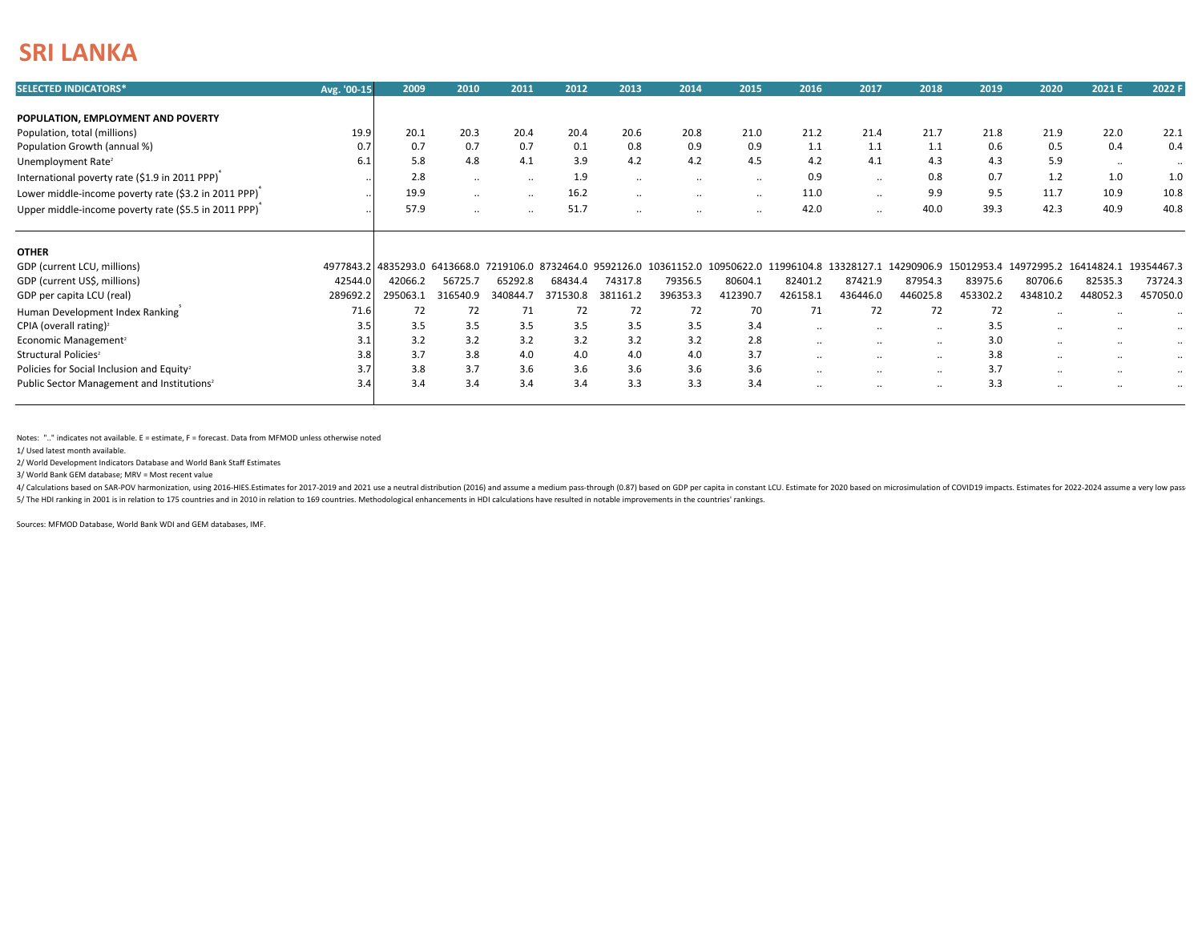# SRI LANKA

| SELECTED INDICATORS* | Avg. '00-15 | 2009 | 2010 | 2011 | 2012 | 2013 | 2014 | 2015 | 2016 | 2017 | 2018 | 2019 | 2020 | 2021 E | 2022 F |
|---|---|---|---|---|---|---|---|---|---|---|---|---|---|---|---|
| **POPULATION, EMPLOYMENT AND POVERTY** | | | | | | | | | | | | | | | |
| Population, total (millions) | 19.9 | 20.1 | 20.3 | 20.4 | 20.4 | 20.6 | 20.8 | 21.0 | 21.2 | 21.4 | 21.7 | 21.8 | 21.9 | 22.0 | 22.1 |
| Population Growth (annual %) | 0.7 | 0.7 | 0.7 | 0.7 | 0.1 | 0.8 | 0.9 | 0.9 | 1.1 | 1.1 | 1.1 | 0.6 | 0.5 | 0.4 | 0.4 |
| Unemployment Rate[2] | 6.1 | 5.8 | 4.8 | 4.1 | 3.9 | 4.2 | 4.2 | 4.5 | 4.2 | 4.1 | 4.3 | 4.3 | 5.9 | .. | .. |
| International poverty rate ($1.9 in 2011 PPP)[4] | .. | 2.8 | .. | .. | 1.9 | .. | .. | .. | 0.9 | .. | 0.8 | 0.7 | 1.2 | 1.0 | 1.0 |
| Lower middle-income poverty rate ($3.2 in 2011 PPP)[4] | .. | 19.9 | .. | .. | 16.2 | .. | .. | .. | 11.0 | .. | 9.9 | 9.5 | 11.7 | 10.9 | 10.8 |
| Upper middle-income poverty rate ($5.5 in 2011 PPP)[4] | .. | 57.9 | .. | .. | 51.7 | .. | .. | .. | 42.0 | .. | 40.0 | 39.3 | 42.3 | 40.9 | 40.8 |
| **OTHER** | | | | | | | | | | | | | | | |
| GDP (current LCU, millions) | 4977843.2 | 4835293.0 | 6413668.0 | 7219106.0 | 8732464.0 | 9592126.0 | 10361152.0 | 10950622.0 | 11996104.8 | 13328127.1 | 14290906.9 | 15012953.4 | 14972995.2 | 16414824.1 | 19354467.3 |
| GDP (current US$, millions) | 42544.0 | 42066.2 | 56725.7 | 65292.8 | 68434.4 | 74317.8 | 79356.5 | 80604.1 | 82401.2 | 87421.9 | 87954.3 | 83975.6 | 80706.6 | 82535.3 | 73724.3 |
| GDP per capita LCU (real) | 289692.2 | 295063.1 | 316540.9 | 340844.7 | 371530.8 | 381161.2 | 396353.3 | 412390.7 | 426158.1 | 436446.0 | 446025.8 | 453302.2 | 434810.2 | 448052.3 | 457050.0 |
| Human Development Index Ranking[5] | 71.6 | 72 | 72 | 71 | 72 | 72 | 72 | 70 | 71 | 72 | 72 | 72 | .. | .. | .. |
| CPIA (overall rating)[2] | 3.5 | 3.5 | 3.5 | 3.5 | 3.5 | 3.5 | 3.5 | 3.4 | .. | .. | .. | 3.5 | .. | .. | .. |
| Economic Management[2] | 3.1 | 3.2 | 3.2 | 3.2 | 3.2 | 3.2 | 3.2 | 2.8 | .. | .. | .. | 3.0 | .. | .. | .. |
| Structural Policies[2] | 3.8 | 3.7 | 3.8 | 4.0 | 4.0 | 4.0 | 4.0 | 3.7 | .. | .. | .. | 3.8 | .. | .. | .. |
| Policies for Social Inclusion and Equity[2] | 3.7 | 3.8 | 3.7 | 3.6 | 3.6 | 3.6 | 3.6 | 3.6 | .. | .. | .. | 3.7 | .. | .. | .. |
| Public Sector Management and Institutions[2] | 3.4 | 3.4 | 3.4 | 3.4 | 3.4 | 3.3 | 3.3 | 3.4 | .. | .. | .. | 3.3 | .. | .. | .. |

Notes: ".." indicates not available. E = estimate, F = forecast. Data from MFMOD unless otherwise noted

1/ Used latest month available.

2/ World Development Indicators Database and World Bank Staff Estimates

3/ World Bank GEM database; MRV = Most recent value

4/ Calculations based on SAR-POV harmonization, using 2016-HIES.Estimates for 2017-2019 and 2021 use a neutral distribution (2016) and assume a medium pass-through (0.87) based on GDP per capita in constant LCU. Estimate for 2020 based on microsimulation of COVID19 impacts. Estimates for 2022-2024 assume a very low pass

5/ The HDI ranking in 2001 is in relation to 175 countries and in 2010 in relation to 169 countries. Methodological enhancements in HDI calculations have resulted in notable improvements in the countries' rankings.

Sources: MFMOD Database, World Bank WDI and GEM databases, IMF.